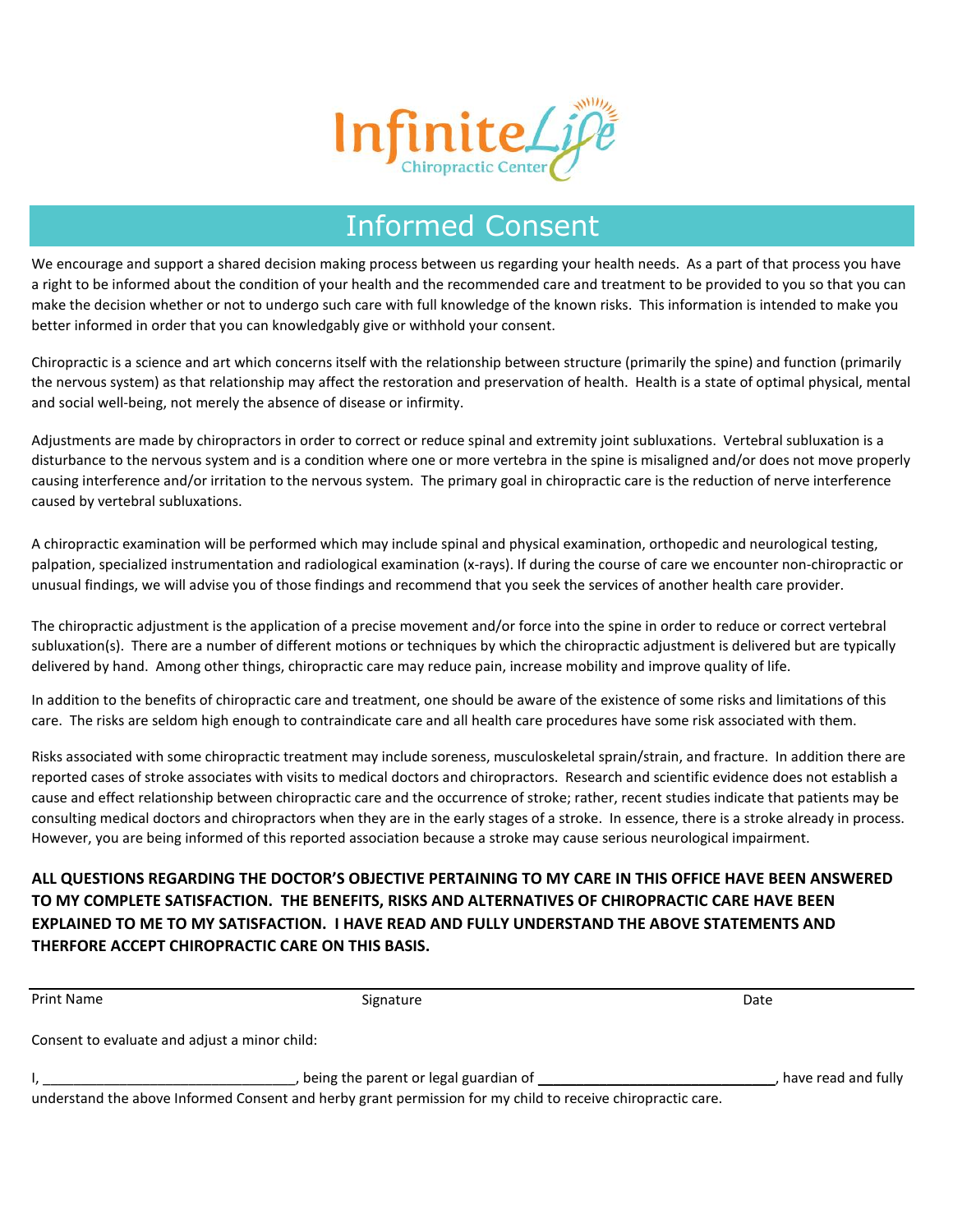InfiniteLife
Chiropractic Center

# Informed Consent

We encourage and support a shared decision making process between us regarding your health needs. As a part of that process you have a right to be informed about the condition of your health and the recommended care and treatment to be provided to you so that you can make the decision whether or not to undergo such care with full knowledge of the known risks. This information is intended to make you better informed in order that you can knowledgably give or withhold your consent.

Chiropractic is a science and art which concerns itself with the relationship between structure (primarily the spine) and function (primarily the nervous system) as that relationship may affect the restoration and preservation of health. Health is a state of optimal physical, mental and social well-being, not merely the absence of disease or infirmity.

Adjustments are made by chiropractors in order to correct or reduce spinal and extremity joint subluxations. Vertebral subluxation is a disturbance to the nervous system and is a condition where one or more vertebra in the spine is misaligned and/or does not move properly causing interference and/or irritation to the nervous system. The primary goal in chiropractic care is the reduction of nerve interference caused by vertebral subluxations.

A chiropractic examination will be performed which may include spinal and physical examination, orthopedic and neurological testing, palpation, specialized instrumentation and radiological examination (x-rays). If during the course of care we encounter non-chiropractic or unusual findings, we will advise you of those findings and recommend that you seek the services of another health care provider.

The chiropractic adjustment is the application of a precise movement and/or force into the spine in order to reduce or correct vertebral subluxation(s). There are a number of different motions or techniques by which the chiropractic adjustment is delivered but are typically delivered by hand. Among other things, chiropractic care may reduce pain, increase mobility and improve quality of life.

In addition to the benefits of chiropractic care and treatment, one should be aware of the existence of some risks and limitations of this care. The risks are seldom high enough to contraindicate care and all health care procedures have some risk associated with them.

Risks associated with some chiropractic treatment may include soreness, musculoskeletal sprain/strain, and fracture. In addition there are reported cases of stroke associates with visits to medical doctors and chiropractors. Research and scientific evidence does not establish a cause and effect relationship between chiropractic care and the occurrence of stroke; rather, recent studies indicate that patients may be consulting medical doctors and chiropractors when they are in the early stages of a stroke. In essence, there is a stroke already in process. However, you are being informed of this reported association because a stroke may cause serious neurological impairment.

**ALL QUESTIONS REGARDING THE DOCTOR'S OBJECTIVE PERTAINING TO MY CARE IN THIS OFFICE HAVE BEEN ANSWERED TO MY COMPLETE SATISFACTION. THE BENEFITS, RISKS AND ALTERNATIVES OF CHIROPRACTIC CARE HAVE BEEN EXPLAINED TO ME TO MY SATISFACTION. I HAVE READ AND FULLY UNDERSTAND THE ABOVE STATEMENTS AND THERFORE ACCEPT CHIROPRACTIC CARE ON THIS BASIS.**

Print Name Signature Date

Consent to evaluate and adjust a minor child:

I, ________________________________, being the parent or legal guardian of ______________________________, have read and fully understand the above Informed Consent and herby grant permission for my child to receive chiropractic care.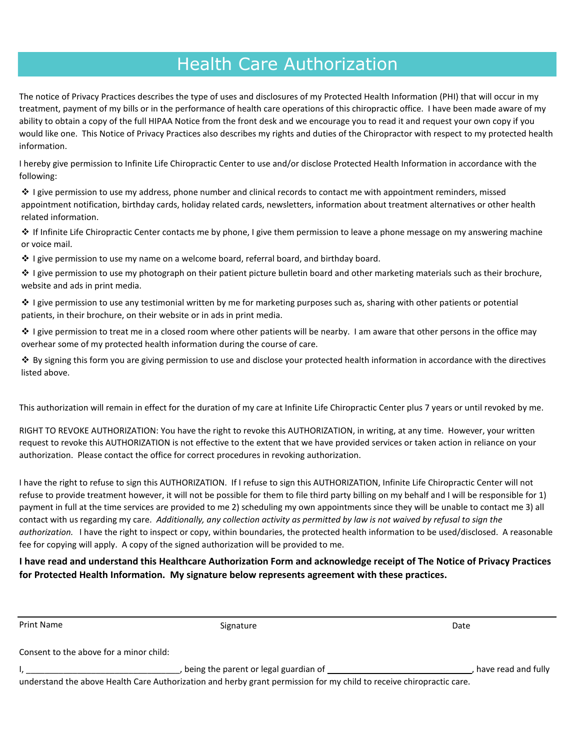# Health Care Authorization

The notice of Privacy Practices describes the type of uses and disclosures of my Protected Health Information (PHI) that will occur in my treatment, payment of my bills or in the performance of health care operations of this chiropractic office. I have been made aware of my ability to obtain a copy of the full HIPAA Notice from the front desk and we encourage you to read it and request your own copy if you would like one. This Notice of Privacy Practices also describes my rights and duties of the Chiropractor with respect to my protected health information.

I hereby give permission to Infinite Life Chiropractic Center to use and/or disclose Protected Health Information in accordance with the following:

❖ I give permission to use my address, phone number and clinical records to contact me with appointment reminders, missed appointment notification, birthday cards, holiday related cards, newsletters, information about treatment alternatives or other health related information.

❖ If Infinite Life Chiropractic Center contacts me by phone, I give them permission to leave a phone message on my answering machine or voice mail.

❖ I give permission to use my name on a welcome board, referral board, and birthday board.

❖ I give permission to use my photograph on their patient picture bulletin board and other marketing materials such as their brochure, website and ads in print media.

❖ I give permission to use any testimonial written by me for marketing purposes such as, sharing with other patients or potential patients, in their brochure, on their website or in ads in print media.

❖ I give permission to treat me in a closed room where other patients will be nearby. I am aware that other persons in the office may overhear some of my protected health information during the course of care.

❖ By signing this form you are giving permission to use and disclose your protected health information in accordance with the directives listed above.

This authorization will remain in effect for the duration of my care at Infinite Life Chiropractic Center plus 7 years or until revoked by me.

RIGHT TO REVOKE AUTHORIZATION: You have the right to revoke this AUTHORIZATION, in writing, at any time. However, your written request to revoke this AUTHORIZATION is not effective to the extent that we have provided services or taken action in reliance on your authorization. Please contact the office for correct procedures in revoking authorization.

I have the right to refuse to sign this AUTHORIZATION. If I refuse to sign this AUTHORIZATION, Infinite Life Chiropractic Center will not refuse to provide treatment however, it will not be possible for them to file third party billing on my behalf and I will be responsible for 1) payment in full at the time services are provided to me 2) scheduling my own appointments since they will be unable to contact me 3) all contact with us regarding my care. *Additionally, any collection activity as permitted by law is not waived by refusal to sign the authorization.* I have the right to inspect or copy, within boundaries, the protected health information to be used/disclosed. A reasonable fee for copying will apply. A copy of the signed authorization will be provided to me.

**I have read and understand this Healthcare Authorization Form and acknowledge receipt of The Notice of Privacy Practices for Protected Health Information. My signature below represents agreement with these practices.**

Print Name Signature Date

Consent to the above for a minor child:

I, ________________________________, being the parent or legal guardian of ______________________________, have read and fully understand the above Health Care Authorization and herby grant permission for my child to receive chiropractic care.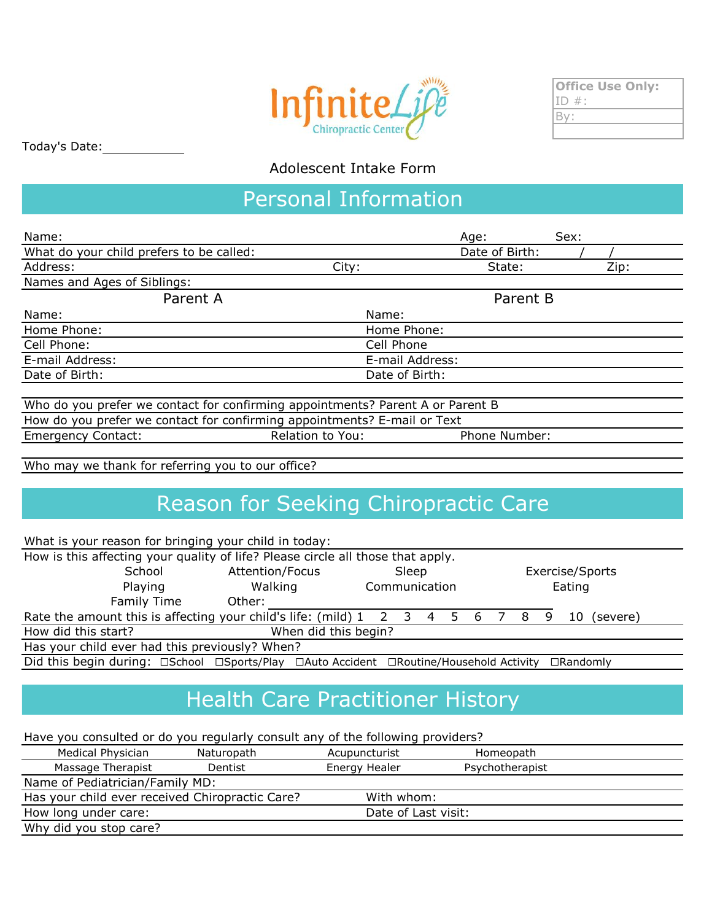Infinite Life Chiropractic Center

| Office Use Only: |
|---|
| ID #: |
| By: |
| |

Today's Date: ____________

Adolescent Intake Form

## Personal Information

Name: Age: Sex:

What do your child prefers to be called: Date of Birth: / /

Address: City: State: Zip:

Names and Ages of Siblings:

| Parent A | Parent B |
|---|---|
| Name: | Name: |
| Home Phone: | Home Phone: |
| Cell Phone: | Cell Phone |
| E-mail Address: | E-mail Address: |
| Date of Birth: | Date of Birth: |

Who do you prefer we contact for confirming appointments? Parent A or Parent B

How do you prefer we contact for confirming appointments? E-mail or Text

Emergency Contact: Relation to You: Phone Number:

Who may we thank for referring you to our office?

## Reason for Seeking Chiropractic Care

What is your reason for bringing your child in today:

How is this affecting your quality of life? Please circle all those that apply.

School Attention/Focus Sleep Exercise/Sports
Playing Walking Communication Eating
Family Time Other: ____________________

Rate the amount this is affecting your child's life: (mild) 1 2 3 4 5 6 7 8 9 10 (severe)

How did this start? When did this begin?

Has your child ever had this previously? When?

Did this begin during: ☐School ☐Sports/Play ☐Auto Accident ☐Routine/Household Activity ☐Randomly

## Health Care Practitioner History

Have you consulted or do you regularly consult any of the following providers?

Medical Physician Naturopath Acupuncturist Homeopath
Massage Therapist Dentist Energy Healer Psychotherapist

Name of Pediatrician/Family MD:

Has your child ever received Chiropractic Care? With whom:

How long under care: Date of Last visit:

Why did you stop care?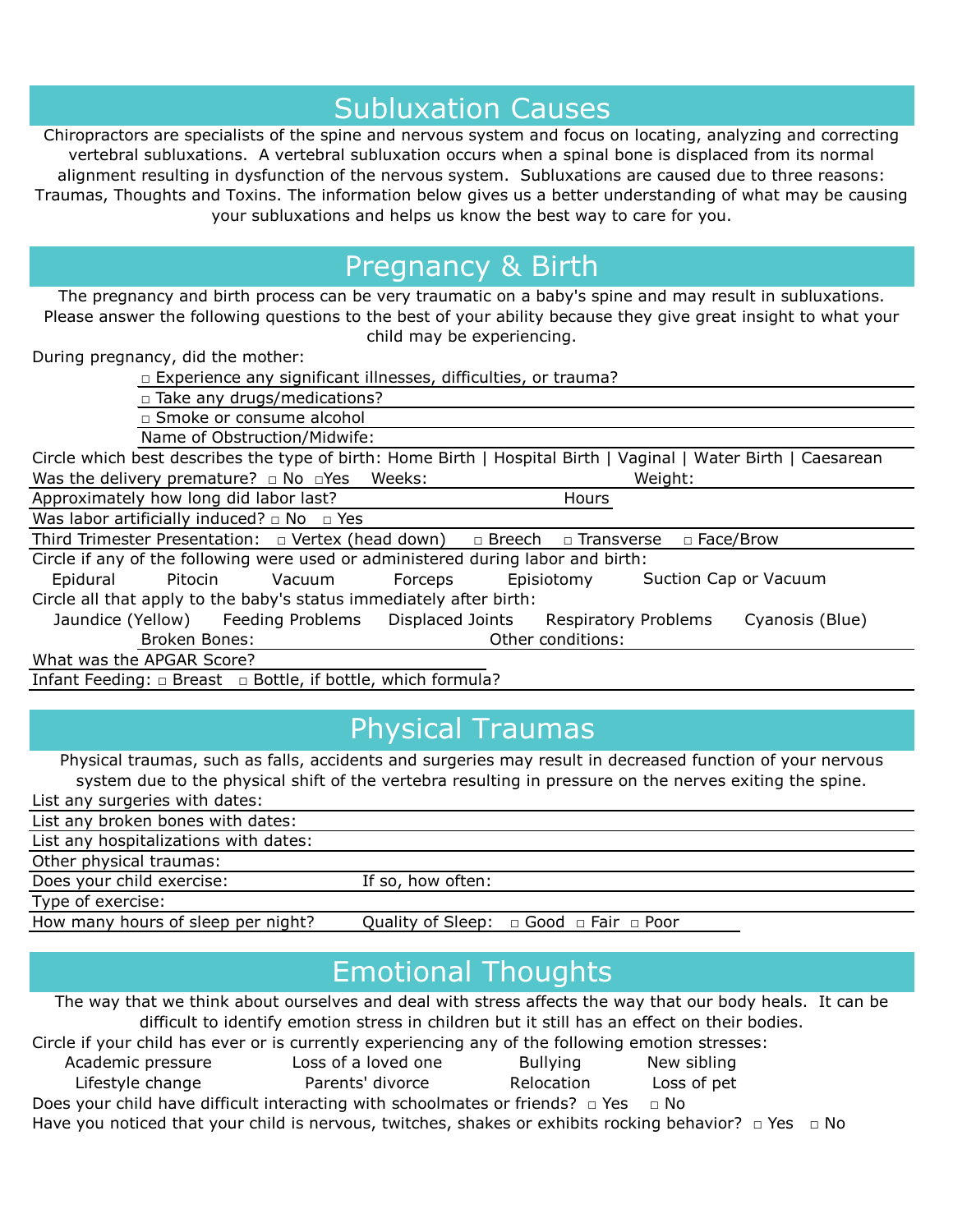# Subluxation Causes

Chiropractors are specialists of the spine and nervous system and focus on locating, analyzing and correcting vertebral subluxations. A vertebral subluxation occurs when a spinal bone is displaced from its normal alignment resulting in dysfunction of the nervous system. Subluxations are caused due to three reasons: Traumas, Thoughts and Toxins. The information below gives us a better understanding of what may be causing your subluxations and helps us know the best way to care for you.

# Pregnancy & Birth

The pregnancy and birth process can be very traumatic on a baby's spine and may result in subluxations. Please answer the following questions to the best of your ability because they give great insight to what your child may be experiencing.

During pregnancy, did the mother:

- □ Experience any significant illnesses, difficulties, or trauma?
- □ Take any drugs/medications?
- □ Smoke or consume alcohol

Name of Obstruction/Midwife:

Circle which best describes the type of birth: Home Birth | Hospital Birth | Vaginal | Water Birth | Caesarean

Was the delivery premature? □ No □Yes Weeks: Weight:

Approximately how long did labor last? Hours

Was labor artificially induced? □ No □ Yes

Third Trimester Presentation: □ Vertex (head down) □ Breech □ Transverse □ Face/Brow

Circle if any of the following were used or administered during labor and birth:

Epidural Pitocin Vacuum Forceps Episiotomy Suction Cap or Vacuum

Circle all that apply to the baby's status immediately after birth:

Jaundice (Yellow) Feeding Problems Displaced Joints Respiratory Problems Cyanosis (Blue)

Broken Bones: Other conditions:

What was the APGAR Score?

Infant Feeding: □ Breast □ Bottle, if bottle, which formula?

# Physical Traumas

Physical traumas, such as falls, accidents and surgeries may result in decreased function of your nervous system due to the physical shift of the vertebra resulting in pressure on the nerves exiting the spine.

List any surgeries with dates:

List any broken bones with dates:

List any hospitalizations with dates:

Other physical traumas:

Does your child exercise: If so, how often:

Type of exercise:

How many hours of sleep per night? Quality of Sleep: □ Good □ Fair □ Poor

# Emotional Thoughts

The way that we think about ourselves and deal with stress affects the way that our body heals. It can be difficult to identify emotion stress in children but it still has an effect on their bodies.

Circle if your child has ever or is currently experiencing any of the following emotion stresses:

Academic pressure Loss of a loved one Bullying New sibling

Lifestyle change Parents' divorce Relocation Loss of pet

Does your child have difficult interacting with schoolmates or friends? □ Yes □ No

Have you noticed that your child is nervous, twitches, shakes or exhibits rocking behavior? □ Yes □ No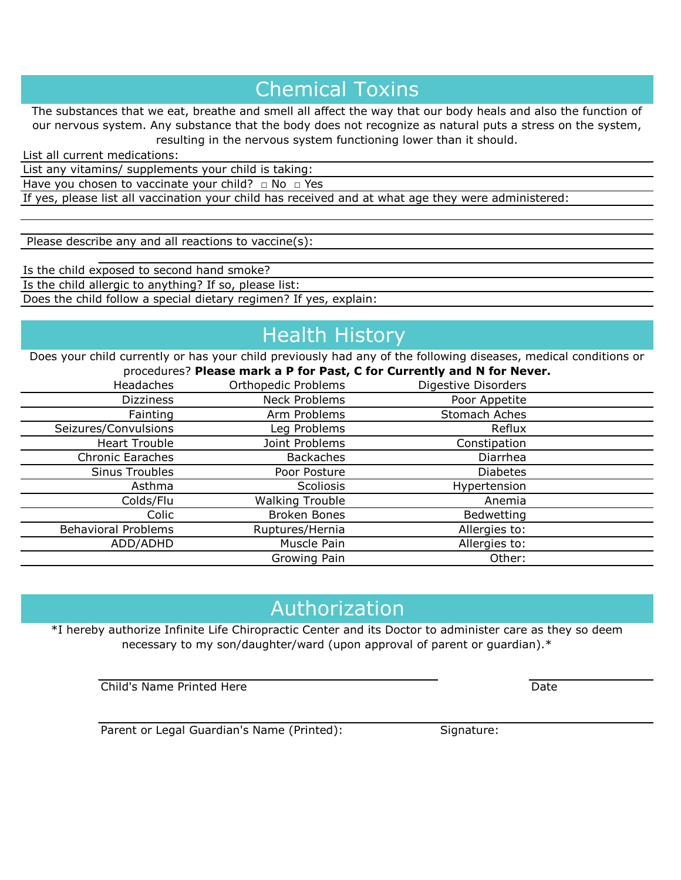## Chemical Toxins

The substances that we eat, breathe and smell all affect the way that our body heals and also the function of our nervous system. Any substance that the body does not recognize as natural puts a stress on the system, resulting in the nervous system functioning lower than it should.

List all current medications:

List any vitamins/ supplements your child is taking:

Have you chosen to vaccinate your child? ▫ No ▫ Yes

If yes, please list all vaccination your child has received and at what age they were administered:

Please describe any and all reactions to vaccine(s):

Is the child exposed to second hand smoke?

Is the child allergic to anything? If so, please list:

Does the child follow a special dietary regimen? If yes, explain:

## Health History

Does your child currently or has your child previously had any of the following diseases, medical conditions or procedures? **Please mark a P for Past, C for Currently and N for Never.**

| | | | | | |
|---|---|---|---|---|---|
| Headaches | | Orthopedic Problems | | Digestive Disorders | |
| Dizziness | | Neck Problems | | Poor Appetite | |
| Fainting | | Arm Problems | | Stomach Aches | |
| Seizures/Convulsions | | Leg Problems | | Reflux | |
| Heart Trouble | | Joint Problems | | Constipation | |
| Chronic Earaches | | Backaches | | Diarrhea | |
| Sinus Troubles | | Poor Posture | | Diabetes | |
| Asthma | | Scoliosis | | Hypertension | |
| Colds/Flu | | Walking Trouble | | Anemia | |
| Colic | | Broken Bones | | Bedwetting | |
| Behavioral Problems | | Ruptures/Hernia | | Allergies to: | |
| ADD/ADHD | | Muscle Pain | | Allergies to: | |
| | | Growing Pain | | Other: | |

## Authorization

\*I hereby authorize Infinite Life Chiropractic Center and its Doctor to administer care as they so deem necessary to my son/daughter/ward (upon approval of parent or guardian).\*

Child's Name Printed Here Date

Parent or Legal Guardian's Name (Printed): Signature: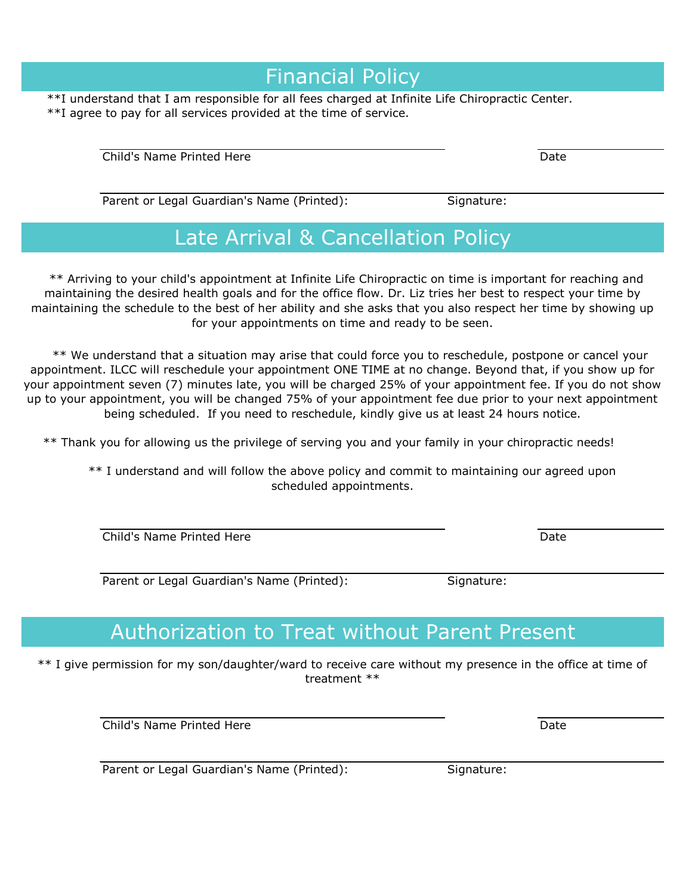## Financial Policy

**I understand that I am responsible for all fees charged at Infinite Life Chiropractic Center.
**I agree to pay for all services provided at the time of service.

Child's Name Printed Here ____________________ Date ________

Parent or Legal Guardian's Name (Printed): ____________________ Signature: ________

## Late Arrival & Cancellation Policy

** Arriving to your child's appointment at Infinite Life Chiropractic on time is important for reaching and maintaining the desired health goals and for the office flow. Dr. Liz tries her best to respect your time by maintaining the schedule to the best of her ability and she asks that you also respect her time by showing up for your appointments on time and ready to be seen.

** We understand that a situation may arise that could force you to reschedule, postpone or cancel your appointment. ILCC will reschedule your appointment ONE TIME at no change. Beyond that, if you show up for your appointment seven (7) minutes late, you will be charged 25% of your appointment fee. If you do not show up to your appointment, you will be changed 75% of your appointment fee due prior to your next appointment being scheduled. If you need to reschedule, kindly give us at least 24 hours notice.

** Thank you for allowing us the privilege of serving you and your family in your chiropractic needs!

** I understand and will follow the above policy and commit to maintaining our agreed upon scheduled appointments.

Child's Name Printed Here ____________________ Date ________

Parent or Legal Guardian's Name (Printed): ____________________ Signature: ________

## Authorization to Treat without Parent Present

** I give permission for my son/daughter/ward to receive care without my presence in the office at time of treatment **

Child's Name Printed Here ____________________ Date ________

Parent or Legal Guardian's Name (Printed): ____________________ Signature: ________